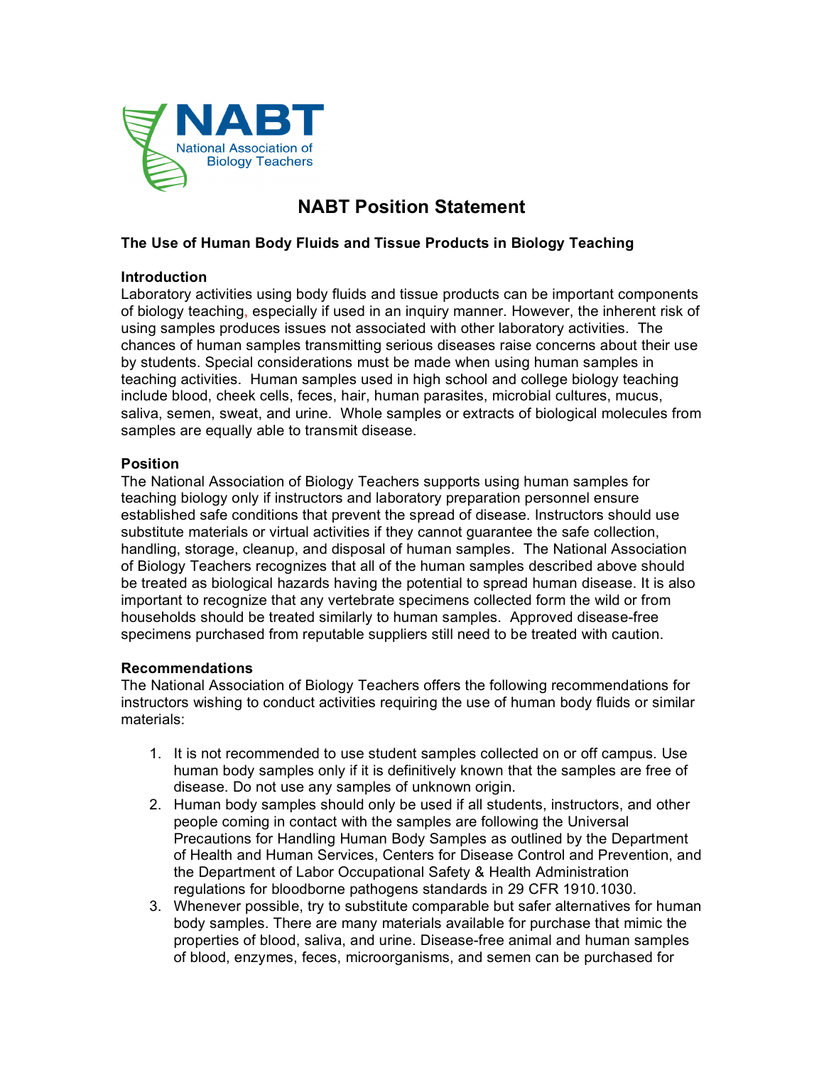NABT

National Association of Biology Teachers

# NABT Position Statement

## The Use of Human Body Fluids and Tissue Products in Biology Teaching

### Introduction

Laboratory activities using body fluids and tissue products can be important components of biology teaching, especially if used in an inquiry manner. However, the inherent risk of using samples produces issues not associated with other laboratory activities. The chances of human samples transmitting serious diseases raise concerns about their use by students. Special considerations must be made when using human samples in teaching activities. Human samples used in high school and college biology teaching include blood, cheek cells, feces, hair, human parasites, microbial cultures, mucus, saliva, semen, sweat, and urine. Whole samples or extracts of biological molecules from samples are equally able to transmit disease.

### Position

The National Association of Biology Teachers supports using human samples for teaching biology only if instructors and laboratory preparation personnel ensure established safe conditions that prevent the spread of disease. Instructors should use substitute materials or virtual activities if they cannot guarantee the safe collection, handling, storage, cleanup, and disposal of human samples. The National Association of Biology Teachers recognizes that all of the human samples described above should be treated as biological hazards having the potential to spread human disease. It is also important to recognize that any vertebrate specimens collected form the wild or from households should be treated similarly to human samples. Approved disease-free specimens purchased from reputable suppliers still need to be treated with caution.

### Recommendations

The National Association of Biology Teachers offers the following recommendations for instructors wishing to conduct activities requiring the use of human body fluids or similar materials:

1. It is not recommended to use student samples collected on or off campus. Use human body samples only if it is definitively known that the samples are free of disease. Do not use any samples of unknown origin.
2. Human body samples should only be used if all students, instructors, and other people coming in contact with the samples are following the Universal Precautions for Handling Human Body Samples as outlined by the Department of Health and Human Services, Centers for Disease Control and Prevention, and the Department of Labor Occupational Safety & Health Administration regulations for bloodborne pathogens standards in 29 CFR 1910.1030.
3. Whenever possible, try to substitute comparable but safer alternatives for human body samples. There are many materials available for purchase that mimic the properties of blood, saliva, and urine. Disease-free animal and human samples of blood, enzymes, feces, microorganisms, and semen can be purchased for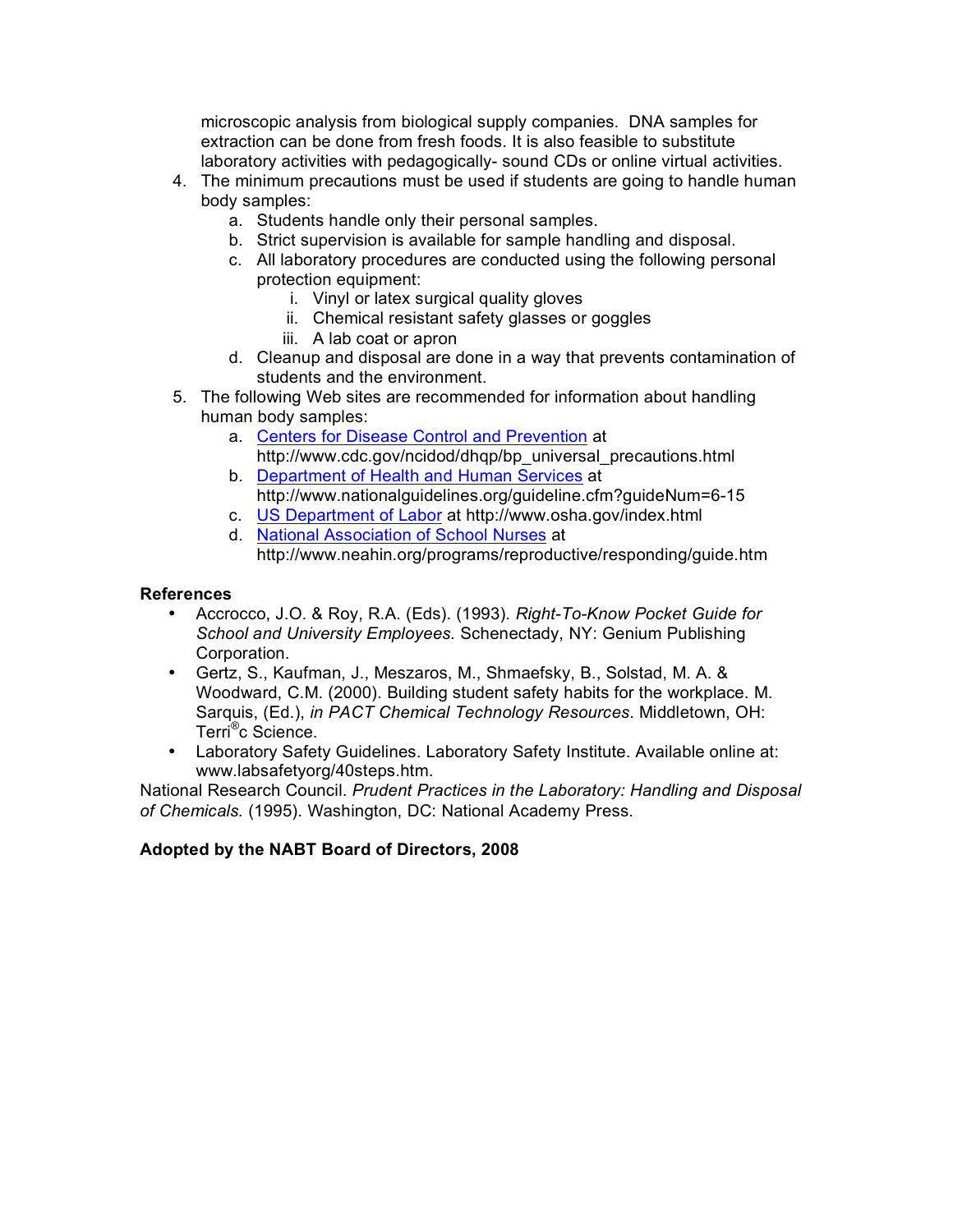microscopic analysis from biological supply companies. DNA samples for extraction can be done from fresh foods. It is also feasible to substitute laboratory activities with pedagogically- sound CDs or online virtual activities.

4. The minimum precautions must be used if students are going to handle human body samples:
    a. Students handle only their personal samples.
    b. Strict supervision is available for sample handling and disposal.
    c. All laboratory procedures are conducted using the following personal protection equipment:
        i. Vinyl or latex surgical quality gloves
        ii. Chemical resistant safety glasses or goggles
        iii. A lab coat or apron
    d. Cleanup and disposal are done in a way that prevents contamination of students and the environment.
5. The following Web sites are recommended for information about handling human body samples:
    a. Centers for Disease Control and Prevention at http://www.cdc.gov/ncidod/dhqp/bp_universal_precautions.html
    b. Department of Health and Human Services at http://www.nationalguidelines.org/guideline.cfm?guideNum=6-15
    c. US Department of Labor at http://www.osha.gov/index.html
    d. National Association of School Nurses at http://www.neahin.org/programs/reproductive/responding/guide.htm

**References**

- Accrocco, J.O. & Roy, R.A. (Eds). (1993). *Right-To-Know Pocket Guide for School and University Employees.* Schenectady, NY: Genium Publishing Corporation.
- Gertz, S., Kaufman, J., Meszaros, M., Shmaefsky, B., Solstad, M. A. & Woodward, C.M. (2000). Building student safety habits for the workplace. M. Sarquis, (Ed.), *in PACT Chemical Technology Resources*. Middletown, OH: Terri®c Science.
- Laboratory Safety Guidelines. Laboratory Safety Institute. Available online at: www.labsafetyorg/40steps.htm.

National Research Council. *Prudent Practices in the Laboratory: Handling and Disposal of Chemicals.* (1995). Washington, DC: National Academy Press.

**Adopted by the NABT Board of Directors, 2008**